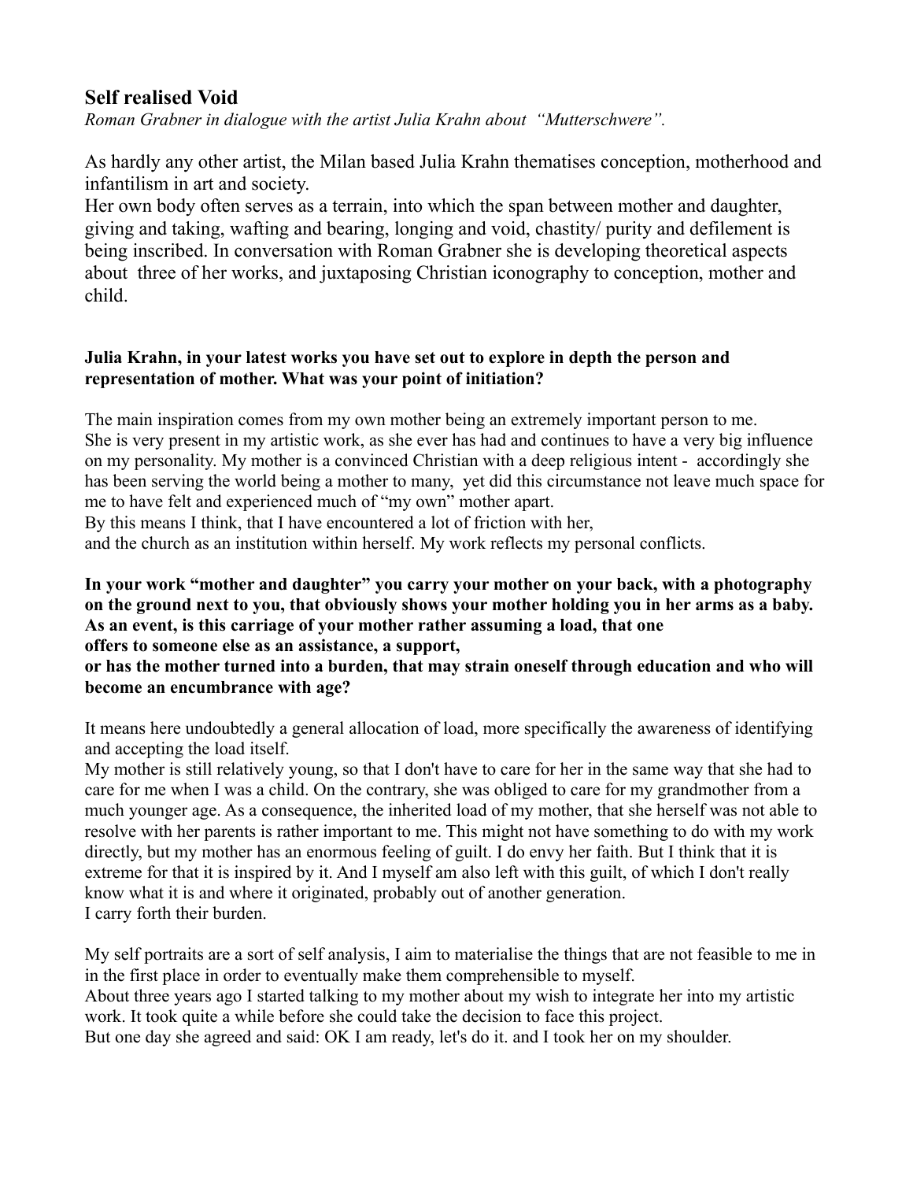## Self realised Void

*Roman Grabner in dialogue with the artist Julia Krahn about "Mutterschwere".*

As hardly any other artist, the Milan based Julia Krahn thematises conception, motherhood and infantilism in art and society.
Her own body often serves as a terrain, into which the span between mother and daughter, giving and taking, wafting and bearing, longing and void, chastity/ purity and defilement is being inscribed. In conversation with Roman Grabner she is developing theoretical aspects about three of her works, and juxtaposing Christian iconography to conception, mother and child.

**Julia Krahn, in your latest works you have set out to explore in depth the person and representation of mother. What was your point of initiation?**

The main inspiration comes from my own mother being an extremely important person to me.
She is very present in my artistic work, as she ever has had and continues to have a very big influence on my personality. My mother is a convinced Christian with a deep religious intent - accordingly she has been serving the world being a mother to many, yet did this circumstance not leave much space for me to have felt and experienced much of "my own" mother apart.
By this means I think, that I have encountered a lot of friction with her,
and the church as an institution within herself. My work reflects my personal conflicts.

**In your work "mother and daughter" you carry your mother on your back, with a photography on the ground next to you, that obviously shows your mother holding you in her arms as a baby. As an event, is this carriage of your mother rather assuming a load, that one offers to someone else as an assistance, a support, or has the mother turned into a burden, that may strain oneself through education and who will become an encumbrance with age?**

It means here undoubtedly a general allocation of load, more specifically the awareness of identifying and accepting the load itself.
My mother is still relatively young, so that I don't have to care for her in the same way that she had to care for me when I was a child. On the contrary, she was obliged to care for my grandmother from a much younger age. As a consequence, the inherited load of my mother, that she herself was not able to resolve with her parents is rather important to me. This might not have something to do with my work directly, but my mother has an enormous feeling of guilt. I do envy her faith. But I think that it is extreme for that it is inspired by it. And I myself am also left with this guilt, of which I don't really know what it is and where it originated, probably out of another generation.
I carry forth their burden.

My self portraits are a sort of self analysis, I aim to materialise the things that are not feasible to me in the first place in order to eventually make them comprehensible to myself.
About three years ago I started talking to my mother about my wish to integrate her into my artistic work. It took quite a while before she could take the decision to face this project.
But one day she agreed and said: OK I am ready, let's do it. and I took her on my shoulder.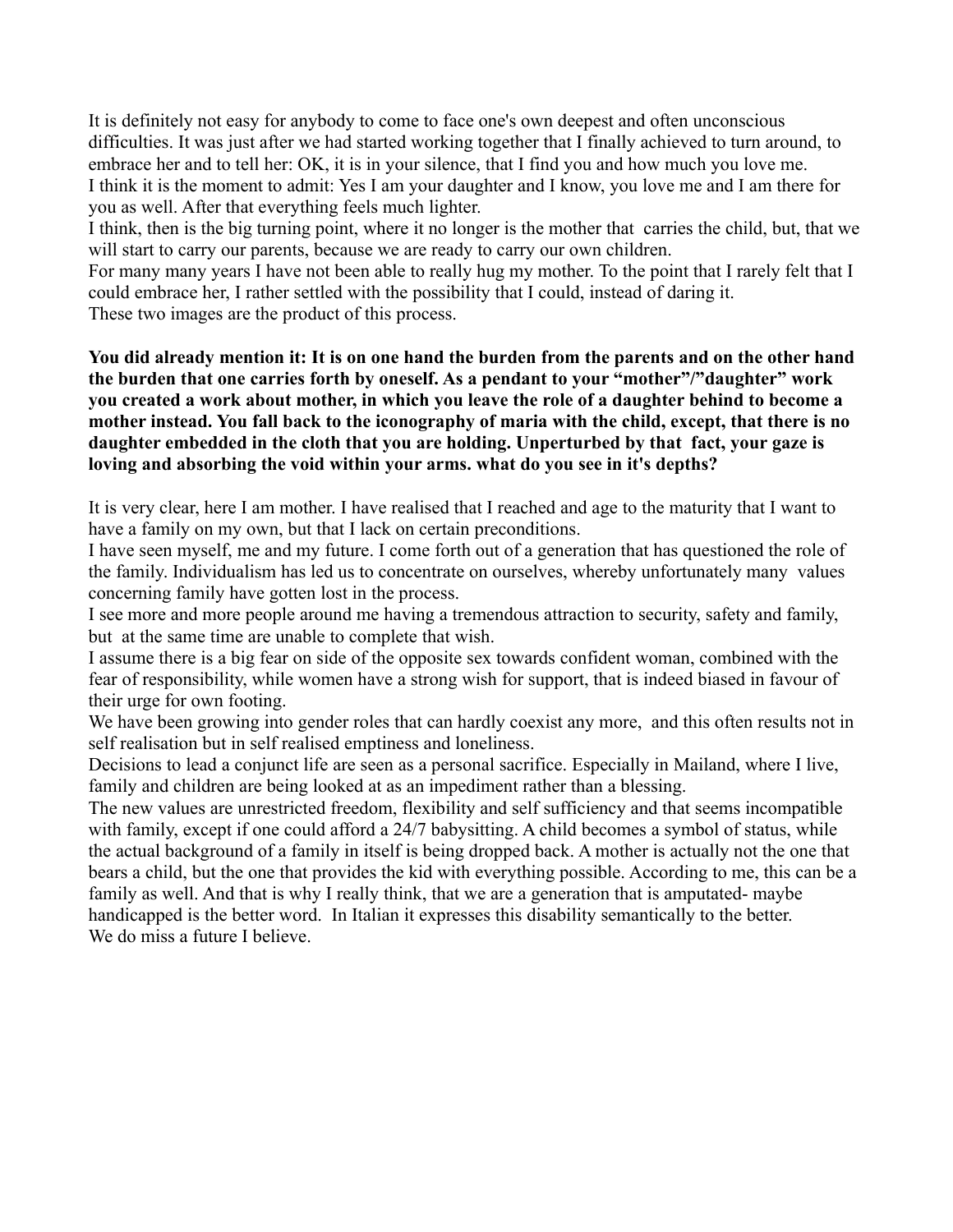It is definitely not easy for anybody to come to face one's own deepest and often unconscious difficulties. It was just after we had started working together that I finally achieved to turn around, to embrace her and to tell her: OK, it is in your silence, that I find you and how much you love me. I think it is the moment to admit: Yes I am your daughter and I know, you love me and I am there for you as well. After that everything feels much lighter.
I think, then is the big turning point, where it no longer is the mother that carries the child, but, that we will start to carry our parents, because we are ready to carry our own children.
For many many years I have not been able to really hug my mother. To the point that I rarely felt that I could embrace her, I rather settled with the possibility that I could, instead of daring it.
These two images are the product of this process.

**You did already mention it: It is on one hand the burden from the parents and on the other hand the burden that one carries forth by oneself. As a pendant to your "mother"/"daughter" work you created a work about mother, in which you leave the role of a daughter behind to become a mother instead. You fall back to the iconography of maria with the child, except, that there is no daughter embedded in the cloth that you are holding. Unperturbed by that fact, your gaze is loving and absorbing the void within your arms. what do you see in it's depths?**

It is very clear, here I am mother. I have realised that I reached and age to the maturity that I want to have a family on my own, but that I lack on certain preconditions.
I have seen myself, me and my future. I come forth out of a generation that has questioned the role of the family. Individualism has led us to concentrate on ourselves, whereby unfortunately many values concerning family have gotten lost in the process.
I see more and more people around me having a tremendous attraction to security, safety and family, but at the same time are unable to complete that wish.
I assume there is a big fear on side of the opposite sex towards confident woman, combined with the fear of responsibility, while women have a strong wish for support, that is indeed biased in favour of their urge for own footing.
We have been growing into gender roles that can hardly coexist any more, and this often results not in self realisation but in self realised emptiness and loneliness.
Decisions to lead a conjunct life are seen as a personal sacrifice. Especially in Mailand, where I live, family and children are being looked at as an impediment rather than a blessing.
The new values are unrestricted freedom, flexibility and self sufficiency and that seems incompatible with family, except if one could afford a 24/7 babysitting. A child becomes a symbol of status, while the actual background of a family in itself is being dropped back. A mother is actually not the one that bears a child, but the one that provides the kid with everything possible. According to me, this can be a family as well. And that is why I really think, that we are a generation that is amputated- maybe handicapped is the better word. In Italian it expresses this disability semantically to the better.
We do miss a future I believe.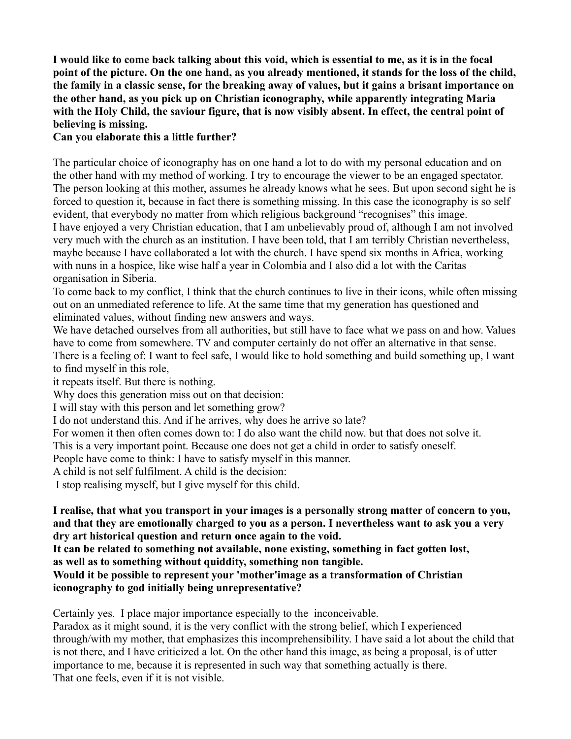**I would like to come back talking about this void, which is essential to me, as it is in the focal point of the picture. On the one hand, as you already mentioned, it stands for the loss of the child, the family in a classic sense, for the breaking away of values, but it gains a brisant importance on the other hand, as you pick up on Christian iconography, while apparently integrating Maria with the Holy Child, the saviour figure, that is now visibly absent. In effect, the central point of believing is missing.**
**Can you elaborate this a little further?**

The particular choice of iconography has on one hand a lot to do with my personal education and on the other hand with my method of working. I try to encourage the viewer to be an engaged spectator. The person looking at this mother, assumes he already knows what he sees. But upon second sight he is forced to question it, because in fact there is something missing. In this case the iconography is so self evident, that everybody no matter from which religious background "recognises" this image.
I have enjoyed a very Christian education, that I am unbelievably proud of, although I am not involved very much with the church as an institution. I have been told, that I am terribly Christian nevertheless, maybe because I have collaborated a lot with the church. I have spend six months in Africa, working with nuns in a hospice, like wise half a year in Colombia and I also did a lot with the Caritas organisation in Siberia.
To come back to my conflict, I think that the church continues to live in their icons, while often missing out on an unmediated reference to life. At the same time that my generation has questioned and eliminated values, without finding new answers and ways.
We have detached ourselves from all authorities, but still have to face what we pass on and how. Values have to come from somewhere. TV and computer certainly do not offer an alternative in that sense.
There is a feeling of: I want to feel safe, I would like to hold something and build something up, I want to find myself in this role,
it repeats itself. But there is nothing.
Why does this generation miss out on that decision:
I will stay with this person and let something grow?
I do not understand this. And if he arrives, why does he arrive so late?
For women it then often comes down to: I do also want the child now. but that does not solve it.
This is a very important point. Because one does not get a child in order to satisfy oneself.
People have come to think: I have to satisfy myself in this manner.
A child is not self fulfilment. A child is the decision:
I stop realising myself, but I give myself for this child.

**I realise, that what you transport in your images is a personally strong matter of concern to you, and that they are emotionally charged to you as a person. I nevertheless want to ask you a very dry art historical question and return once again to the void.**
**It can be related to something not available, none existing, something in fact gotten lost, as well as to something without quiddity, something non tangible.**
**Would it be possible to represent your 'mother'image as a transformation of Christian iconography to god initially being unrepresentative?**

Certainly yes. I place major importance especially to the inconceivable.
Paradox as it might sound, it is the very conflict with the strong belief, which I experienced through/with my mother, that emphasizes this incomprehensibility. I have said a lot about the child that is not there, and I have criticized a lot. On the other hand this image, as being a proposal, is of utter importance to me, because it is represented in such way that something actually is there.
That one feels, even if it is not visible.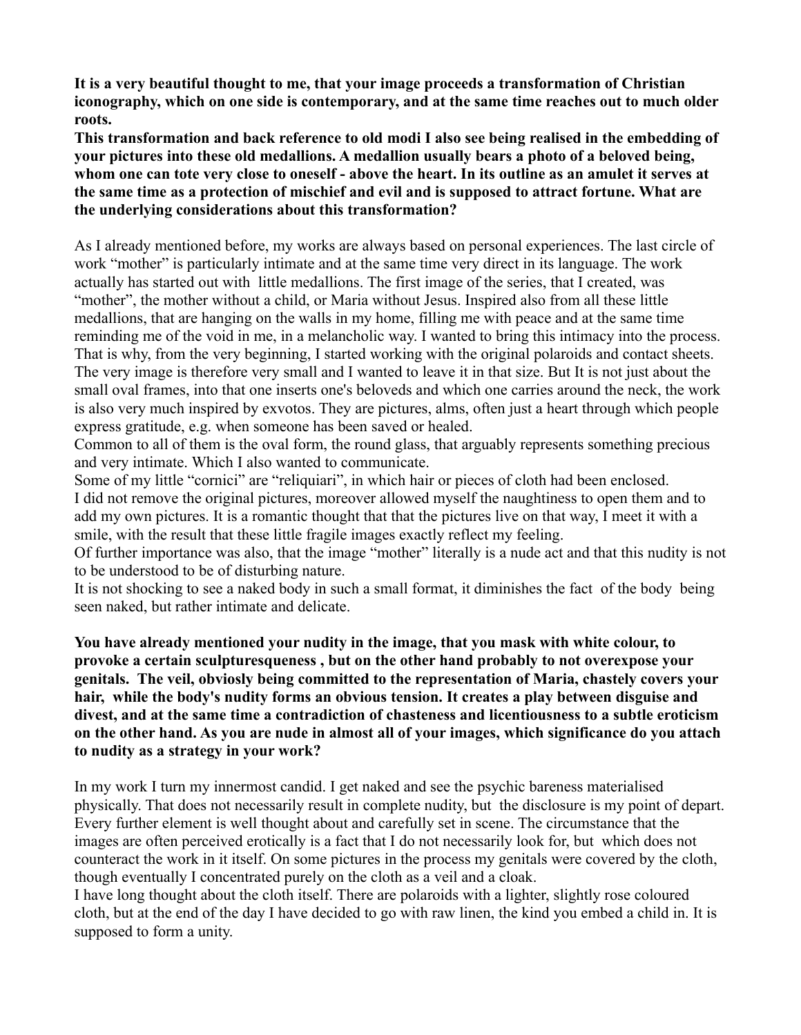**It is a very beautiful thought to me, that your image proceeds a transformation of Christian iconography, which on one side is contemporary, and at the same time reaches out to much older roots.**
**This transformation and back reference to old modi I also see being realised in the embedding of your pictures into these old medallions. A medallion usually bears a photo of a beloved being, whom one can tote very close to oneself - above the heart. In its outline as an amulet it serves at the same time as a protection of mischief and evil and is supposed to attract fortune. What are the underlying considerations about this transformation?**

As I already mentioned before, my works are always based on personal experiences. The last circle of work "mother" is particularly intimate and at the same time very direct in its language. The work actually has started out with little medallions. The first image of the series, that I created, was "mother", the mother without a child, or Maria without Jesus. Inspired also from all these little medallions, that are hanging on the walls in my home, filling me with peace and at the same time reminding me of the void in me, in a melancholic way. I wanted to bring this intimacy into the process. That is why, from the very beginning, I started working with the original polaroids and contact sheets. The very image is therefore very small and I wanted to leave it in that size. But It is not just about the small oval frames, into that one inserts one's beloveds and which one carries around the neck, the work is also very much inspired by exvotos. They are pictures, alms, often just a heart through which people express gratitude, e.g. when someone has been saved or healed.
Common to all of them is the oval form, the round glass, that arguably represents something precious and very intimate. Which I also wanted to communicate.
Some of my little "cornici" are "reliquiari", in which hair or pieces of cloth had been enclosed.
I did not remove the original pictures, moreover allowed myself the naughtiness to open them and to add my own pictures. It is a romantic thought that that the pictures live on that way, I meet it with a smile, with the result that these little fragile images exactly reflect my feeling.
Of further importance was also, that the image "mother" literally is a nude act and that this nudity is not to be understood to be of disturbing nature.
It is not shocking to see a naked body in such a small format, it diminishes the fact of the body being seen naked, but rather intimate and delicate.

**You have already mentioned your nudity in the image, that you mask with white colour, to provoke a certain sculpturesqueness , but on the other hand probably to not overexpose your genitals. The veil, obviosly being committed to the representation of Maria, chastely covers your hair, while the body's nudity forms an obvious tension. It creates a play between disguise and divest, and at the same time a contradiction of chasteness and licentiousness to a subtle eroticism on the other hand. As you are nude in almost all of your images, which significance do you attach to nudity as a strategy in your work?**

In my work I turn my innermost candid. I get naked and see the psychic bareness materialised physically. That does not necessarily result in complete nudity, but the disclosure is my point of depart. Every further element is well thought about and carefully set in scene. The circumstance that the images are often perceived erotically is a fact that I do not necessarily look for, but which does not counteract the work in it itself. On some pictures in the process my genitals were covered by the cloth, though eventually I concentrated purely on the cloth as a veil and a cloak.
I have long thought about the cloth itself. There are polaroids with a lighter, slightly rose coloured cloth, but at the end of the day I have decided to go with raw linen, the kind you embed a child in. It is supposed to form a unity.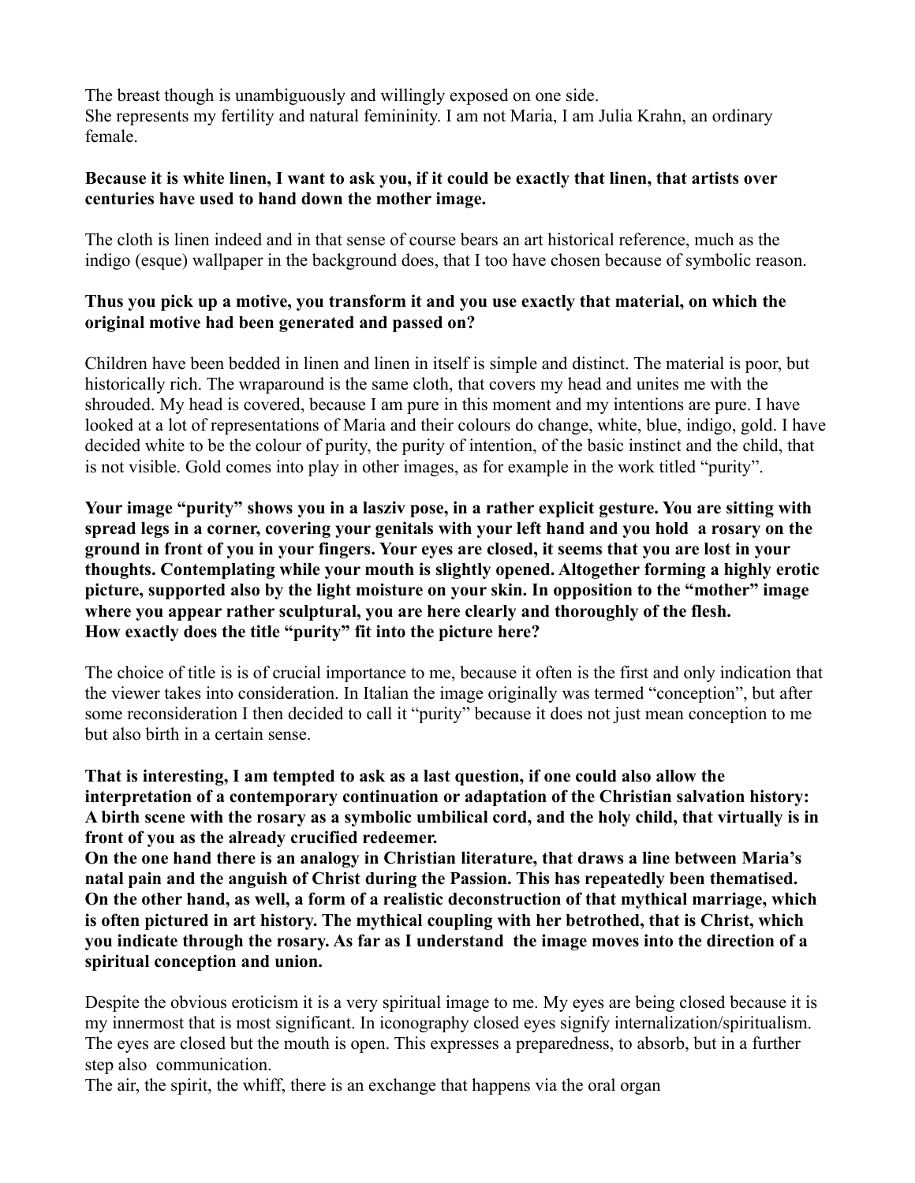The breast though is unambiguously and willingly exposed on one side.
She represents my fertility and natural femininity. I am not Maria, I am Julia Krahn, an ordinary female.

**Because it is white linen, I want to ask you, if it could be exactly that linen, that artists over centuries have used to hand down the mother image.**

The cloth is linen indeed and in that sense of course bears an art historical reference, much as the indigo (esque) wallpaper in the background does, that I too have chosen because of symbolic reason.

**Thus you pick up a motive, you transform it and you use exactly that material, on which the original motive had been generated and passed on?**

Children have been bedded in linen and linen in itself is simple and distinct. The material is poor, but historically rich. The wraparound is the same cloth, that covers my head and unites me with the shrouded. My head is covered, because I am pure in this moment and my intentions are pure. I have looked at a lot of representations of Maria and their colours do change, white, blue, indigo, gold. I have decided white to be the colour of purity, the purity of intention, of the basic instinct and the child, that is not visible. Gold comes into play in other images, as for example in the work titled "purity".

**Your image "purity" shows you in a laszív pose, in a rather explicit gesture. You are sitting with spread legs in a corner, covering your genitals with your left hand and you hold a rosary on the ground in front of you in your fingers. Your eyes are closed, it seems that you are lost in your thoughts. Contemplating while your mouth is slightly opened. Altogether forming a highly erotic picture, supported also by the light moisture on your skin. In opposition to the "mother" image where you appear rather sculptural, you are here clearly and thoroughly of the flesh.**
**How exactly does the title "purity" fit into the picture here?**

The choice of title is is of crucial importance to me, because it often is the first and only indication that the viewer takes into consideration. In Italian the image originally was termed "conception", but after some reconsideration I then decided to call it "purity" because it does not just mean conception to me but also birth in a certain sense.

**That is interesting, I am tempted to ask as a last question, if one could also allow the interpretation of a contemporary continuation or adaptation of the Christian salvation history: A birth scene with the rosary as a symbolic umbilical cord, and the holy child, that virtually is in front of you as the already crucified redeemer.**
**On the one hand there is an analogy in Christian literature, that draws a line between Maria's natal pain and the anguish of Christ during the Passion. This has repeatedly been thematised. On the other hand, as well, a form of a realistic deconstruction of that mythical marriage, which is often pictured in art history. The mythical coupling with her betrothed, that is Christ, which you indicate through the rosary. As far as I understand the image moves into the direction of a spiritual conception and union.**

Despite the obvious eroticism it is a very spiritual image to me. My eyes are being closed because it is my innermost that is most significant. In iconography closed eyes signify internalization/spiritualism. The eyes are closed but the mouth is open. This expresses a preparedness, to absorb, but in a further step also communication.
The air, the spirit, the whiff, there is an exchange that happens via the oral organ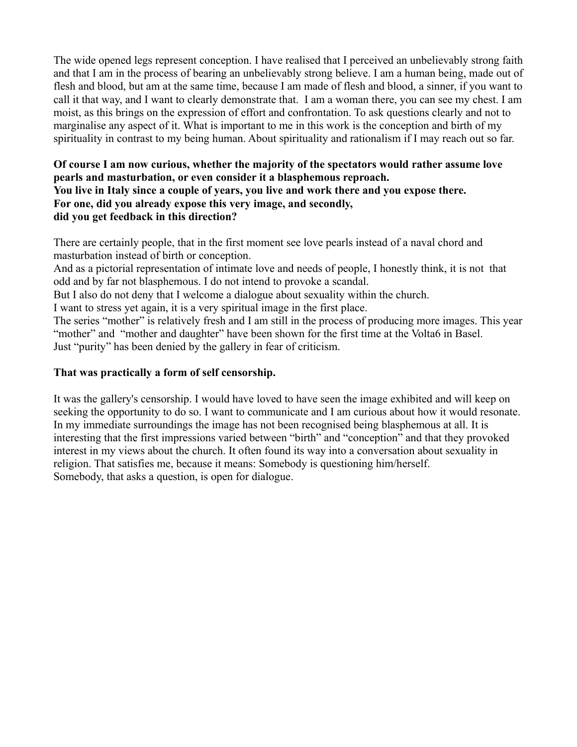The wide opened legs represent conception. I have realised that I perceived an unbelievably strong faith and that I am in the process of bearing an unbelievably strong believe. I am a human being, made out of flesh and blood, but am at the same time, because I am made of flesh and blood, a sinner, if you want to call it that way, and I want to clearly demonstrate that. I am a woman there, you can see my chest. I am moist, as this brings on the expression of effort and confrontation. To ask questions clearly and not to marginalise any aspect of it. What is important to me in this work is the conception and birth of my spirituality in contrast to my being human. About spirituality and rationalism if I may reach out so far.

**Of course I am now curious, whether the majority of the spectators would rather assume love pearls and masturbation, or even consider it a blasphemous reproach.**
**You live in Italy since a couple of years, you live and work there and you expose there.**
**For one, did you already expose this very image, and secondly,**
**did you get feedback in this direction?**

There are certainly people, that in the first moment see love pearls instead of a naval chord and masturbation instead of birth or conception.
And as a pictorial representation of intimate love and needs of people, I honestly think, it is not that odd and by far not blasphemous. I do not intend to provoke a scandal.
But I also do not deny that I welcome a dialogue about sexuality within the church.
I want to stress yet again, it is a very spiritual image in the first place.
The series "mother" is relatively fresh and I am still in the process of producing more images. This year "mother" and "mother and daughter" have been shown for the first time at the Volta6 in Basel.
Just "purity" has been denied by the gallery in fear of criticism.

**That was practically a form of self censorship.**

It was the gallery's censorship. I would have loved to have seen the image exhibited and will keep on seeking the opportunity to do so. I want to communicate and I am curious about how it would resonate. In my immediate surroundings the image has not been recognised being blasphemous at all. It is interesting that the first impressions varied between "birth" and "conception" and that they provoked interest in my views about the church. It often found its way into a conversation about sexuality in religion. That satisfies me, because it means: Somebody is questioning him/herself.
Somebody, that asks a question, is open for dialogue.